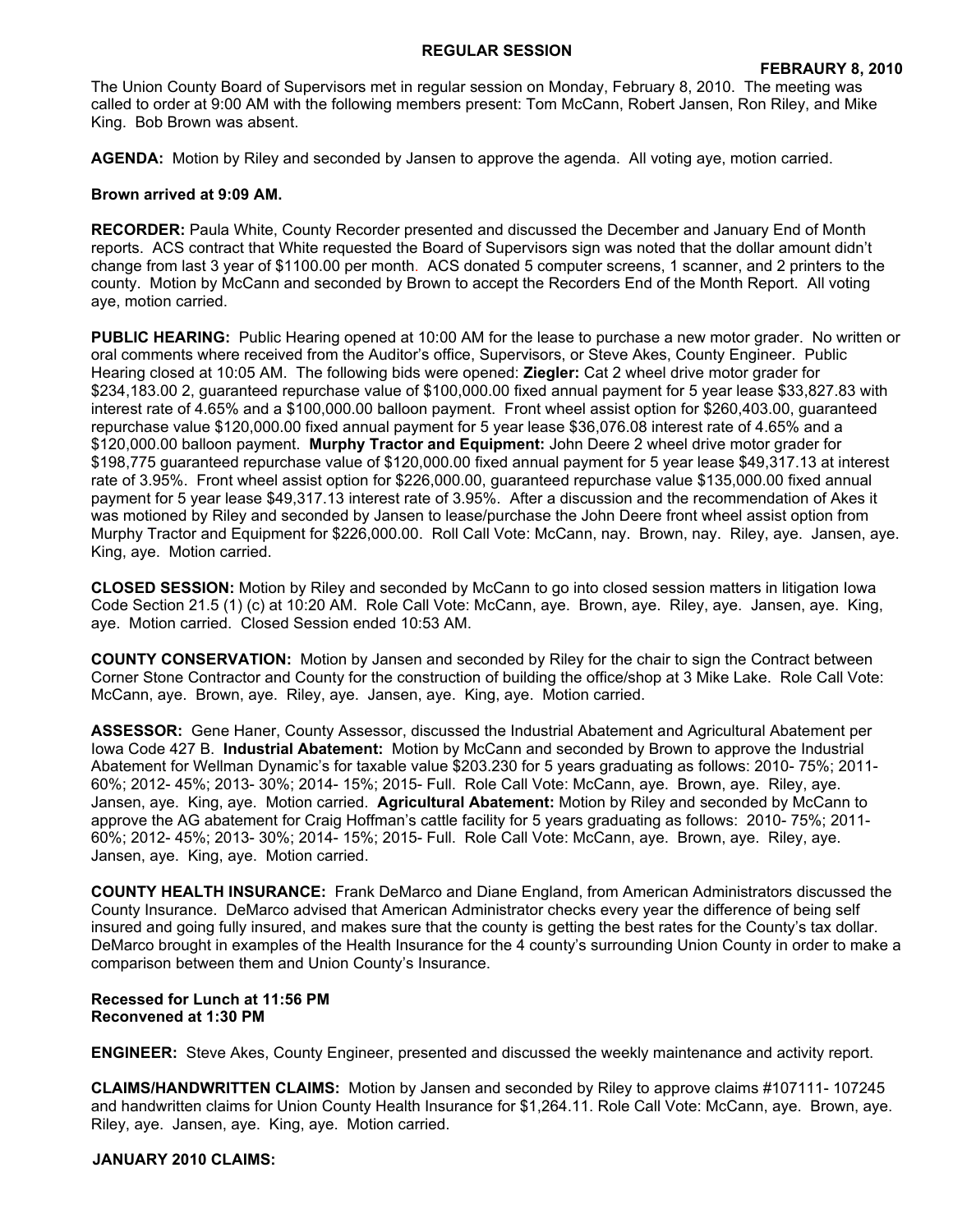## REGULAR SESSION

**FEBRAURY 8, 2010**

The Union County Board of Supervisors met in regular session on Monday, February 8, 2010. The meeting was called to order at 9:00 AM with the following members present: Tom McCann, Robert Jansen, Ron Riley, and Mike King. Bob Brown was absent.

**AGENDA:** Motion by Riley and seconded by Jansen to approve the agenda. All voting aye, motion carried.

**Brown arrived at 9:09 AM.**

**RECORDER:** Paula White, County Recorder presented and discussed the December and January End of Month reports. ACS contract that White requested the Board of Supervisors sign was noted that the dollar amount didn't change from last 3 year of $1100.00 per month. ACS donated 5 computer screens, 1 scanner, and 2 printers to the county. Motion by McCann and seconded by Brown to accept the Recorders End of the Month Report. All voting aye, motion carried.

**PUBLIC HEARING:** Public Hearing opened at 10:00 AM for the lease to purchase a new motor grader. No written or oral comments where received from the Auditor's office, Supervisors, or Steve Akes, County Engineer. Public Hearing closed at 10:05 AM. The following bids were opened: **Ziegler:** Cat 2 wheel drive motor grader for $234,183.00 2, guaranteed repurchase value of $100,000.00 fixed annual payment for 5 year lease $33,827.83 with interest rate of 4.65% and a $100,000.00 balloon payment. Front wheel assist option for $260,403.00, guaranteed repurchase value $120,000.00 fixed annual payment for 5 year lease $36,076.08 interest rate of 4.65% and a $120,000.00 balloon payment. **Murphy Tractor and Equipment:** John Deere 2 wheel drive motor grader for $198,775 guaranteed repurchase value of $120,000.00 fixed annual payment for 5 year lease $49,317.13 at interest rate of 3.95%. Front wheel assist option for $226,000.00, guaranteed repurchase value $135,000.00 fixed annual payment for 5 year lease $49,317.13 interest rate of 3.95%. After a discussion and the recommendation of Akes it was motioned by Riley and seconded by Jansen to lease/purchase the John Deere front wheel assist option from Murphy Tractor and Equipment for $226,000.00. Roll Call Vote: McCann, nay. Brown, nay. Riley, aye. Jansen, aye. King, aye. Motion carried.

**CLOSED SESSION:** Motion by Riley and seconded by McCann to go into closed session matters in litigation Iowa Code Section 21.5 (1) (c) at 10:20 AM. Role Call Vote: McCann, aye. Brown, aye. Riley, aye. Jansen, aye. King, aye. Motion carried. Closed Session ended 10:53 AM.

**COUNTY CONSERVATION:** Motion by Jansen and seconded by Riley for the chair to sign the Contract between Corner Stone Contractor and County for the construction of building the office/shop at 3 Mike Lake. Role Call Vote: McCann, aye. Brown, aye. Riley, aye. Jansen, aye. King, aye. Motion carried.

**ASSESSOR:** Gene Haner, County Assessor, discussed the Industrial Abatement and Agricultural Abatement per Iowa Code 427 B. **Industrial Abatement:** Motion by McCann and seconded by Brown to approve the Industrial Abatement for Wellman Dynamic's for taxable value $203.230 for 5 years graduating as follows: 2010- 75%; 2011- 60%; 2012- 45%; 2013- 30%; 2014- 15%; 2015- Full. Role Call Vote: McCann, aye. Brown, aye. Riley, aye. Jansen, aye. King, aye. Motion carried. **Agricultural Abatement:** Motion by Riley and seconded by McCann to approve the AG abatement for Craig Hoffman's cattle facility for 5 years graduating as follows: 2010- 75%; 2011- 60%; 2012- 45%; 2013- 30%; 2014- 15%; 2015- Full. Role Call Vote: McCann, aye. Brown, aye. Riley, aye. Jansen, aye. King, aye. Motion carried.

**COUNTY HEALTH INSURANCE:** Frank DeMarco and Diane England, from American Administrators discussed the County Insurance. DeMarco advised that American Administrator checks every year the difference of being self insured and going fully insured, and makes sure that the county is getting the best rates for the County's tax dollar. DeMarco brought in examples of the Health Insurance for the 4 county's surrounding Union County in order to make a comparison between them and Union County's Insurance.

**Recessed for Lunch at 11:56 PM**
**Reconvened at 1:30 PM**

**ENGINEER:** Steve Akes, County Engineer, presented and discussed the weekly maintenance and activity report.

**CLAIMS/HANDWRITTEN CLAIMS:** Motion by Jansen and seconded by Riley to approve claims #107111- 107245 and handwritten claims for Union County Health Insurance for $1,264.11. Role Call Vote: McCann, aye. Brown, aye. Riley, aye. Jansen, aye. King, aye. Motion carried.

**JANUARY 2010 CLAIMS:**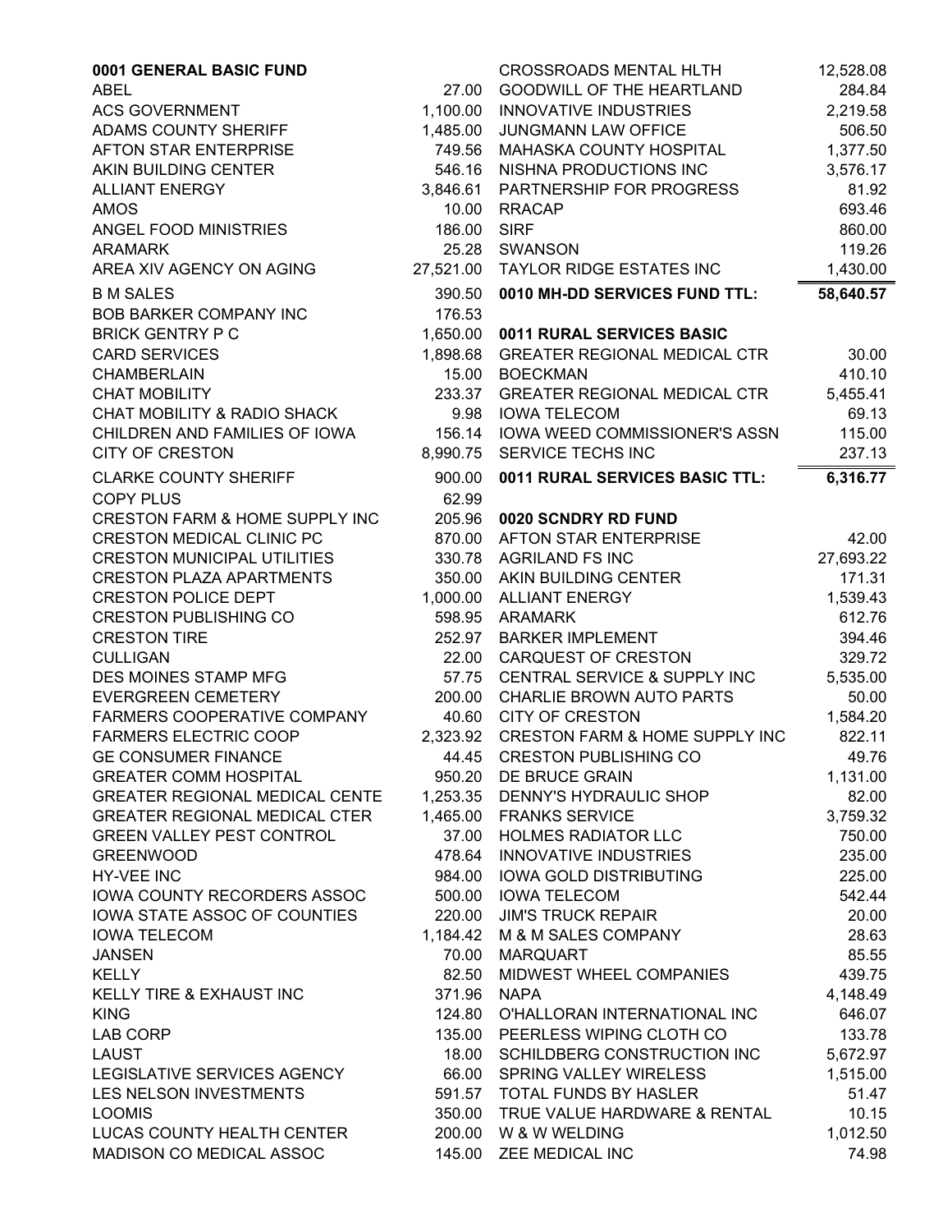**0001 GENERAL BASIC FUND**

| Vendor | Amount |
|---|---|
| ABEL | 27.00 |
| ACS GOVERNMENT | 1,100.00 |
| ADAMS COUNTY SHERIFF | 1,485.00 |
| AFTON STAR ENTERPRISE | 749.56 |
| AKIN BUILDING CENTER | 546.16 |
| ALLIANT ENERGY | 3,846.61 |
| AMOS | 10.00 |
| ANGEL FOOD MINISTRIES | 186.00 |
| ARAMARK | 25.28 |
| AREA XIV AGENCY ON AGING | 27,521.00 |
| B M SALES | 390.50 |
| BOB BARKER COMPANY INC | 176.53 |
| BRICK GENTRY P C | 1,650.00 |
| CARD SERVICES | 1,898.68 |
| CHAMBERLAIN | 15.00 |
| CHAT MOBILITY | 233.37 |
| CHAT MOBILITY & RADIO SHACK | 9.98 |
| CHILDREN AND FAMILIES OF IOWA | 156.14 |
| CITY OF CRESTON | 8,990.75 |
| CLARKE COUNTY SHERIFF | 900.00 |
| COPY PLUS | 62.99 |
| CRESTON FARM & HOME SUPPLY INC | 205.96 |
| CRESTON MEDICAL CLINIC PC | 870.00 |
| CRESTON MUNICIPAL UTILITIES | 330.78 |
| CRESTON PLAZA APARTMENTS | 350.00 |
| CRESTON POLICE DEPT | 1,000.00 |
| CRESTON PUBLISHING CO | 598.95 |
| CRESTON TIRE | 252.97 |
| CULLIGAN | 22.00 |
| DES MOINES STAMP MFG | 57.75 |
| EVERGREEN CEMETERY | 200.00 |
| FARMERS COOPERATIVE COMPANY | 40.60 |
| FARMERS ELECTRIC COOP | 2,323.92 |
| GE CONSUMER FINANCE | 44.45 |
| GREATER COMM HOSPITAL | 950.20 |
| GREATER REGIONAL MEDICAL CENTE | 1,253.35 |
| GREATER REGIONAL MEDICAL CTER | 1,465.00 |
| GREEN VALLEY PEST CONTROL | 37.00 |
| GREENWOOD | 478.64 |
| HY-VEE INC | 984.00 |
| IOWA COUNTY RECORDERS ASSOC | 500.00 |
| IOWA STATE ASSOC OF COUNTIES | 220.00 |
| IOWA TELECOM | 1,184.42 |
| JANSEN | 70.00 |
| KELLY | 82.50 |
| KELLY TIRE & EXHAUST INC | 371.96 |
| KING | 124.80 |
| LAB CORP | 135.00 |
| LAUST | 18.00 |
| LEGISLATIVE SERVICES AGENCY | 66.00 |
| LES NELSON INVESTMENTS | 591.57 |
| LOOMIS | 350.00 |
| LUCAS COUNTY HEALTH CENTER | 200.00 |
| MADISON CO MEDICAL ASSOC | 145.00 |

| Vendor | Amount |
|---|---|
| CROSSROADS MENTAL HLTH | 12,528.08 |
| GOODWILL OF THE HEARTLAND | 284.84 |
| INNOVATIVE INDUSTRIES | 2,219.58 |
| JUNGMANN LAW OFFICE | 506.50 |
| MAHASKA COUNTY HOSPITAL | 1,377.50 |
| NISHNA PRODUCTIONS INC | 3,576.17 |
| PARTNERSHIP FOR PROGRESS | 81.92 |
| RRACAP | 693.46 |
| SIRF | 860.00 |
| SWANSON | 119.26 |
| TAYLOR RIDGE ESTATES INC | 1,430.00 |
| **0010 MH-DD SERVICES FUND TTL:** | **58,640.57** |

**0011 RURAL SERVICES BASIC**

| Vendor | Amount |
|---|---|
| GREATER REGIONAL MEDICAL CTR | 30.00 |
| BOECKMAN | 410.10 |
| GREATER REGIONAL MEDICAL CTR | 5,455.41 |
| IOWA TELECOM | 69.13 |
| IOWA WEED COMMISSIONER'S ASSN | 115.00 |
| SERVICE TECHS INC | 237.13 |
| **0011 RURAL SERVICES BASIC TTL:** | **6,316.77** |

**0020 SCNDRY RD FUND**

| Vendor | Amount |
|---|---|
| AFTON STAR ENTERPRISE | 42.00 |
| AGRILAND FS INC | 27,693.22 |
| AKIN BUILDING CENTER | 171.31 |
| ALLIANT ENERGY | 1,539.43 |
| ARAMARK | 612.76 |
| BARKER IMPLEMENT | 394.46 |
| CARQUEST OF CRESTON | 329.72 |
| CENTRAL SERVICE & SUPPLY INC | 5,535.00 |
| CHARLIE BROWN AUTO PARTS | 50.00 |
| CITY OF CRESTON | 1,584.20 |
| CRESTON FARM & HOME SUPPLY INC | 822.11 |
| CRESTON PUBLISHING CO | 49.76 |
| DE BRUCE GRAIN | 1,131.00 |
| DENNY'S HYDRAULIC SHOP | 82.00 |
| FRANKS SERVICE | 3,759.32 |
| HOLMES RADIATOR LLC | 750.00 |
| INNOVATIVE INDUSTRIES | 235.00 |
| IOWA GOLD DISTRIBUTING | 225.00 |
| IOWA TELECOM | 542.44 |
| JIM'S TRUCK REPAIR | 20.00 |
| M & M SALES COMPANY | 28.63 |
| MARQUART | 85.55 |
| MIDWEST WHEEL COMPANIES | 439.75 |
| NAPA | 4,148.49 |
| O'HALLORAN INTERNATIONAL INC | 646.07 |
| PEERLESS WIPING CLOTH CO | 133.78 |
| SCHILDBERG CONSTRUCTION INC | 5,672.97 |
| SPRING VALLEY WIRELESS | 1,515.00 |
| TOTAL FUNDS BY HASLER | 51.47 |
| TRUE VALUE HARDWARE & RENTAL | 10.15 |
| W & W WELDING | 1,012.50 |
| ZEE MEDICAL INC | 74.98 |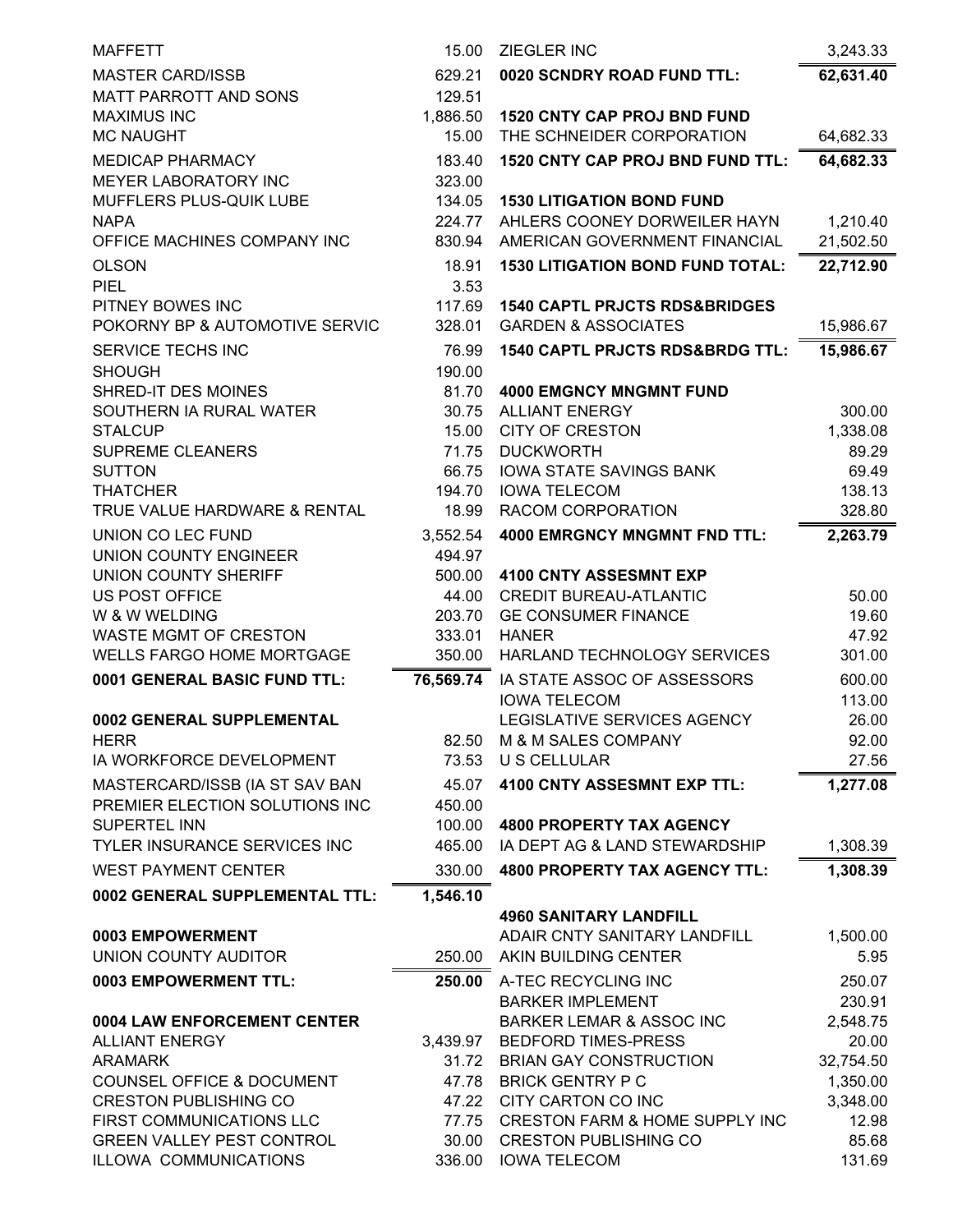| Vendor | Amount |
|---|---|
| MAFFETT | 15.00 |
| MASTER CARD/ISSB | 629.21 |
| MATT PARROTT AND SONS | 129.51 |
| MAXIMUS INC | 1,886.50 |
| MC NAUGHT | 15.00 |
| MEDICAP PHARMACY | 183.40 |
| MEYER LABORATORY INC | 323.00 |
| MUFFLERS PLUS-QUIK LUBE | 134.05 |
| NAPA | 224.77 |
| OFFICE MACHINES COMPANY INC | 830.94 |
| OLSON | 18.91 |
| PIEL | 3.53 |
| PITNEY BOWES INC | 117.69 |
| POKORNY BP & AUTOMOTIVE SERVIC | 328.01 |
| SERVICE TECHS INC | 76.99 |
| SHOUGH | 190.00 |
| SHRED-IT DES MOINES | 81.70 |
| SOUTHERN IA RURAL WATER | 30.75 |
| STALCUP | 15.00 |
| SUPREME CLEANERS | 71.75 |
| SUTTON | 66.75 |
| THATCHER | 194.70 |
| TRUE VALUE HARDWARE & RENTAL | 18.99 |
| UNION CO LEC FUND | 3,552.54 |
| UNION COUNTY ENGINEER | 494.97 |
| UNION COUNTY SHERIFF | 500.00 |
| US POST OFFICE | 44.00 |
| W & W WELDING | 203.70 |
| WASTE MGMT OF CRESTON | 333.01 |
| WELLS FARGO HOME MORTGAGE | 350.00 |
| **0001 GENERAL BASIC FUND TTL:** | **76,569.74** |

**0002 GENERAL SUPPLEMENTAL**

| Vendor | Amount |
|---|---|
| HERR | 82.50 |
| IA WORKFORCE DEVELOPMENT | 73.53 |
| MASTERCARD/ISSB (IA ST SAV BAN | 45.07 |
| PREMIER ELECTION SOLUTIONS INC | 450.00 |
| SUPERTEL INN | 100.00 |
| TYLER INSURANCE SERVICES INC | 465.00 |
| WEST PAYMENT CENTER | 330.00 |
| **0002 GENERAL SUPPLEMENTAL TTL:** | **1,546.10** |

**0003 EMPOWERMENT**

| Vendor | Amount |
|---|---|
| UNION COUNTY AUDITOR | 250.00 |
| **0003 EMPOWERMENT TTL:** | **250.00** |

**0004 LAW ENFORCEMENT CENTER**

| Vendor | Amount |
|---|---|
| ALLIANT ENERGY | 3,439.97 |
| ARAMARK | 31.72 |
| COUNSEL OFFICE & DOCUMENT | 47.78 |
| CRESTON PUBLISHING CO | 47.22 |
| FIRST COMMUNICATIONS LLC | 77.75 |
| GREEN VALLEY PEST CONTROL | 30.00 |
| ILLOWA COMMUNICATIONS | 336.00 |

| Vendor | Amount |
|---|---|
| ZIEGLER INC | 3,243.33 |
| **0020 SCNDRY ROAD FUND TTL:** | **62,631.40** |

**1520 CNTY CAP PROJ BND FUND**

| Vendor | Amount |
|---|---|
| THE SCHNEIDER CORPORATION | 64,682.33 |
| **1520 CNTY CAP PROJ BND FUND TTL:** | **64,682.33** |

**1530 LITIGATION BOND FUND**

| Vendor | Amount |
|---|---|
| AHLERS COONEY DORWEILER HAYN | 1,210.40 |
| AMERICAN GOVERNMENT FINANCIAL | 21,502.50 |
| **1530 LITIGATION BOND FUND TOTAL:** | **22,712.90** |

**1540 CAPTL PRJCTS RDS&BRIDGES**

| Vendor | Amount |
|---|---|
| GARDEN & ASSOCIATES | 15,986.67 |
| **1540 CAPTL PRJCTS RDS&BRDG TTL:** | **15,986.67** |

**4000 EMGNCY MNGMNT FUND**

| Vendor | Amount |
|---|---|
| ALLIANT ENERGY | 300.00 |
| CITY OF CRESTON | 1,338.08 |
| DUCKWORTH | 89.29 |
| IOWA STATE SAVINGS BANK | 69.49 |
| IOWA TELECOM | 138.13 |
| RACOM CORPORATION | 328.80 |
| **4000 EMRGNCY MNGMNT FND TTL:** | **2,263.79** |

**4100 CNTY ASSESMNT EXP**

| Vendor | Amount |
|---|---|
| CREDIT BUREAU-ATLANTIC | 50.00 |
| GE CONSUMER FINANCE | 19.60 |
| HANER | 47.92 |
| HARLAND TECHNOLOGY SERVICES | 301.00 |
| IA STATE ASSOC OF ASSESSORS | 600.00 |
| IOWA TELECOM | 113.00 |
| LEGISLATIVE SERVICES AGENCY | 26.00 |
| M & M SALES COMPANY | 92.00 |
| U S CELLULAR | 27.56 |
| **4100 CNTY ASSESMNT EXP TTL:** | **1,277.08** |

**4800 PROPERTY TAX AGENCY**

| Vendor | Amount |
|---|---|
| IA DEPT AG & LAND STEWARDSHIP | 1,308.39 |
| **4800 PROPERTY TAX AGENCY TTL:** | **1,308.39** |

**4960 SANITARY LANDFILL**

| Vendor | Amount |
|---|---|
| ADAIR CNTY SANITARY LANDFILL | 1,500.00 |
| AKIN BUILDING CENTER | 5.95 |
| A-TEC RECYCLING INC | 250.07 |
| BARKER IMPLEMENT | 230.91 |
| BARKER LEMAR & ASSOC INC | 2,548.75 |
| BEDFORD TIMES-PRESS | 20.00 |
| BRIAN GAY CONSTRUCTION | 32,754.50 |
| BRICK GENTRY P C | 1,350.00 |
| CITY CARTON CO INC | 3,348.00 |
| CRESTON FARM & HOME SUPPLY INC | 12.98 |
| CRESTON PUBLISHING CO | 85.68 |
| IOWA TELECOM | 131.69 |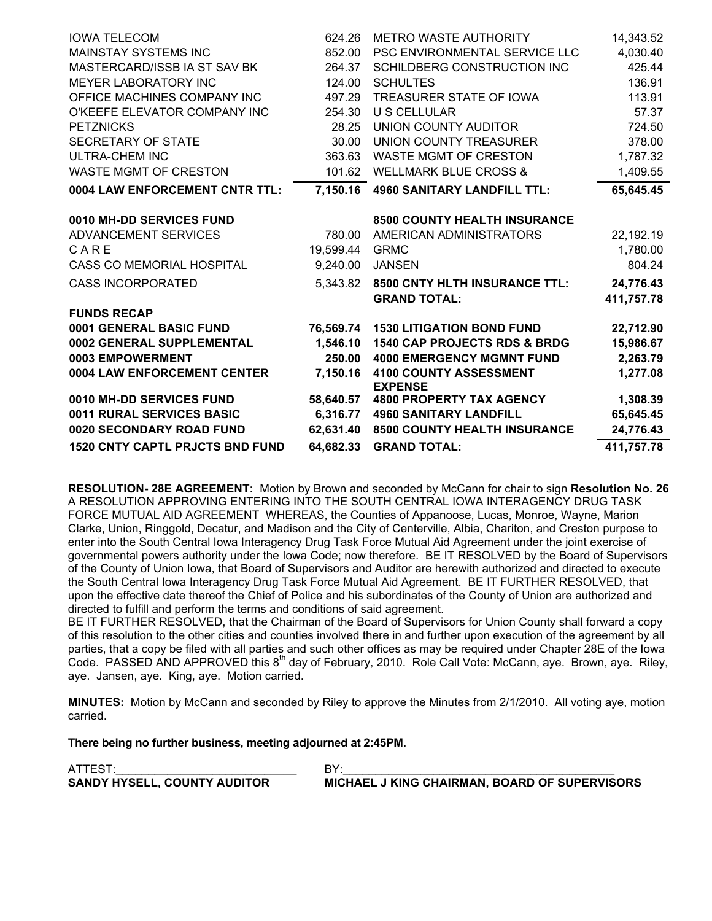| | | | |
|---|---|---|---|
| IOWA TELECOM | 624.26 | METRO WASTE AUTHORITY | 14,343.52 |
| MAINSTAY SYSTEMS INC | 852.00 | PSC ENVIRONMENTAL SERVICE LLC | 4,030.40 |
| MASTERCARD/ISSB IA ST SAV BK | 264.37 | SCHILDBERG CONSTRUCTION INC | 425.44 |
| MEYER LABORATORY INC | 124.00 | SCHULTES | 136.91 |
| OFFICE MACHINES COMPANY INC | 497.29 | TREASURER STATE OF IOWA | 113.91 |
| O'KEEFE ELEVATOR COMPANY INC | 254.30 | U S CELLULAR | 57.37 |
| PETZNICKS | 28.25 | UNION COUNTY AUDITOR | 724.50 |
| SECRETARY OF STATE | 30.00 | UNION COUNTY TREASURER | 378.00 |
| ULTRA-CHEM INC | 363.63 | WASTE MGMT OF CRESTON | 1,787.32 |
| WASTE MGMT OF CRESTON | 101.62 | WELLMARK BLUE CROSS & | 1,409.55 |
| **0004 LAW ENFORCEMENT CNTR TTL:** | **7,150.16** | **4960 SANITARY LANDFILL TTL:** | **65,645.45** |
| **0010 MH-DD SERVICES FUND** | | **8500 COUNTY HEALTH INSURANCE** | |
| ADVANCEMENT SERVICES | 780.00 | AMERICAN ADMINISTRATORS | 22,192.19 |
| C A R E | 19,599.44 | GRMC | 1,780.00 |
| CASS CO MEMORIAL HOSPITAL | 9,240.00 | JANSEN | 804.24 |
| CASS INCORPORATED | 5,343.82 | **8500 CNTY HLTH INSURANCE TTL:** | **24,776.43** |
| | | **GRAND TOTAL:** | **411,757.78** |

| | | | |
|---|---|---|---|
| **FUNDS RECAP** | | | |
| **0001 GENERAL BASIC FUND** | **76,569.74** | **1530 LITIGATION BOND FUND** | **22,712.90** |
| **0002 GENERAL SUPPLEMENTAL** | **1,546.10** | **1540 CAP PROJECTS RDS & BRDG** | **15,986.67** |
| **0003 EMPOWERMENT** | **250.00** | **4000 EMERGENCY MGMNT FUND** | **2,263.79** |
| **0004 LAW ENFORCEMENT CENTER** | **7,150.16** | **4100 COUNTY ASSESSMENT EXPENSE** | **1,277.08** |
| **0010 MH-DD SERVICES FUND** | **58,640.57** | **4800 PROPERTY TAX AGENCY** | **1,308.39** |
| **0011 RURAL SERVICES BASIC** | **6,316.77** | **4960 SANITARY LANDFILL** | **65,645.45** |
| **0020 SECONDARY ROAD FUND** | **62,631.40** | **8500 COUNTY HEALTH INSURANCE** | **24,776.43** |
| **1520 CNTY CAPTL PRJCTS BND FUND** | **64,682.33** | **GRAND TOTAL:** | **411,757.78** |

**RESOLUTION- 28E AGREEMENT:** Motion by Brown and seconded by McCann for chair to sign **Resolution No. 26** A RESOLUTION APPROVING ENTERING INTO THE SOUTH CENTRAL IOWA INTERAGENCY DRUG TASK FORCE MUTUAL AID AGREEMENT WHEREAS, the Counties of Appanoose, Lucas, Monroe, Wayne, Marion Clarke, Union, Ringgold, Decatur, and Madison and the City of Centerville, Albia, Chariton, and Creston purpose to enter into the South Central Iowa Interagency Drug Task Force Mutual Aid Agreement under the joint exercise of governmental powers authority under the Iowa Code; now therefore. BE IT RESOLVED by the Board of Supervisors of the County of Union Iowa, that Board of Supervisors and Auditor are herewith authorized and directed to execute the South Central Iowa Interagency Drug Task Force Mutual Aid Agreement. BE IT FURTHER RESOLVED, that upon the effective date thereof the Chief of Police and his subordinates of the County of Union are authorized and directed to fulfill and perform the terms and conditions of said agreement.
BE IT FURTHER RESOLVED, that the Chairman of the Board of Supervisors for Union County shall forward a copy of this resolution to the other cities and counties involved there in and further upon execution of the agreement by all parties, that a copy be filed with all parties and such other offices as may be required under Chapter 28E of the Iowa Code. PASSED AND APPROVED this 8th day of February, 2010. Role Call Vote: McCann, aye. Brown, aye. Riley, aye. Jansen, aye. King, aye. Motion carried.

**MINUTES:** Motion by McCann and seconded by Riley to approve the Minutes from 2/1/2010. All voting aye, motion carried.

**There being no further business, meeting adjourned at 2:45PM.**

ATTEST:_____________________________ BY:____________________________________________
**SANDY HYSELL, COUNTY AUDITOR** **MICHAEL J KING CHAIRMAN, BOARD OF SUPERVISORS**